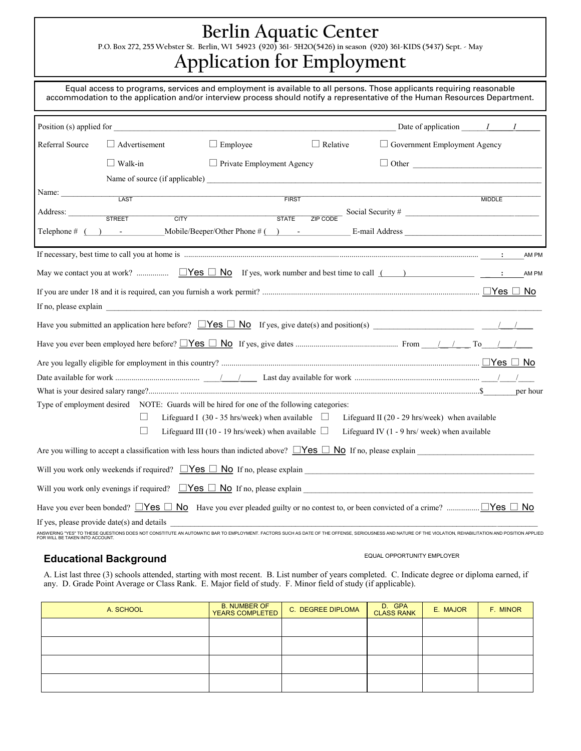# Berlin Aquatic Center

P.O. Box 272, 255 Webster St. Berlin, WI 54923 (920) 361- 5H2O(5426) in season (920) 361-KIDS (5437) Sept. - May

# Application for Employment

Equal access to programs, services and employment is available to all persons. Those applicants requiring reasonable accommodation to the application and/or interview process should notify a representative of the Human Resources Department.

Position (s) applied for ______________________ Date of application ____/____/____

Referral Source ☐ Advertisement ☐ Employee ☐ Relative ☐ Government Employment Agency

☐ Walk-in ☐ Private Employment Agency ☐ Other ______________________

Name of source (if applicable) ______________________

Name: ______________________
LAST FIRST MIDDLE

Address: ______________________ Social Security # ______________________
STREET CITY STATE ZIP CODE

Telephone # ( ) - Mobile/Beeper/Other Phone # ( ) - E-mail Address ______________________

If necessary, best time to call you at home is ...... ____:____ AM PM

May we contact you at work? ............... ☐Yes ☐ No If yes, work number and best time to call ( ) ________ ____:____ AM PM

If you are under 18 and it is required, can you furnish a work permit? ...... ☐Yes ☐ No

If no, please explain ______________________

Have you submitted an application here before? ☐Yes ☐ No If yes, give date(s) and position(s) ______________________ ____/____/____

Have you ever been employed here before? ☐Yes ☐ No If yes, give dates ...... From ____/____/____ To ____/____/____

Are you legally eligible for employment in this country? ...... ☐Yes ☐ No

Date available for work ...... ____/____/____ Last day available for work ...... ____/____/____

What is your desired salary range?...... $________ per hour

Type of employment desired NOTE: Guards will be hired for one of the following categories:

☐ Lifeguard I (30 - 35 hrs/week) when available ☐ Lifeguard II (20 - 29 hrs/week) when available

☐ Lifeguard III (10 - 19 hrs/week) when available ☐ Lifeguard IV (1 - 9 hrs/ week) when available

Are you willing to accept a classification with less hours than indicted above? ☐Yes ☐ No If no, please explain ______________________

Will you work only weekends if required? ☐Yes ☐ No If no, please explain ______________________

Will you work only evenings if required? ☐Yes ☐ No If no, please explain ______________________

Have you ever been bonded? ☐Yes ☐ No Have you ever pleaded guilty or no contest to, or been convicted of a crime? ...... ☐Yes ☐ No

If yes, please provide date(s) and details ______________________

ANSWERING "YES" TO THESE QUESTIONS DOES NOT CONSTITUTE AN AUTOMATIC BAR TO EMPLOYMENT. FACTORS SUCH AS DATE OF THE OFFENSE, SERIOUSNESS AND NATURE OF THE VIOLATION, REHABILITATION AND POSITION APPLIED FOR WILL BE TAKEN INTO ACCOUNT.

EQUAL OPPORTUNITY EMPLOYER

## Educational Background

A. List last three (3) schools attended, starting with most recent. B. List number of years completed. C. Indicate degree or diploma earned, if any. D. Grade Point Average or Class Rank. E. Major field of study. F. Minor field of study (if applicable).

| A. SCHOOL | B. NUMBER OF YEARS COMPLETED | C. DEGREE DIPLOMA | D. GPA CLASS RANK | E. MAJOR | F. MINOR |
|---|---|---|---|---|---|
| | | | | | |
| | | | | | |
| | | | | | |
| | | | | | |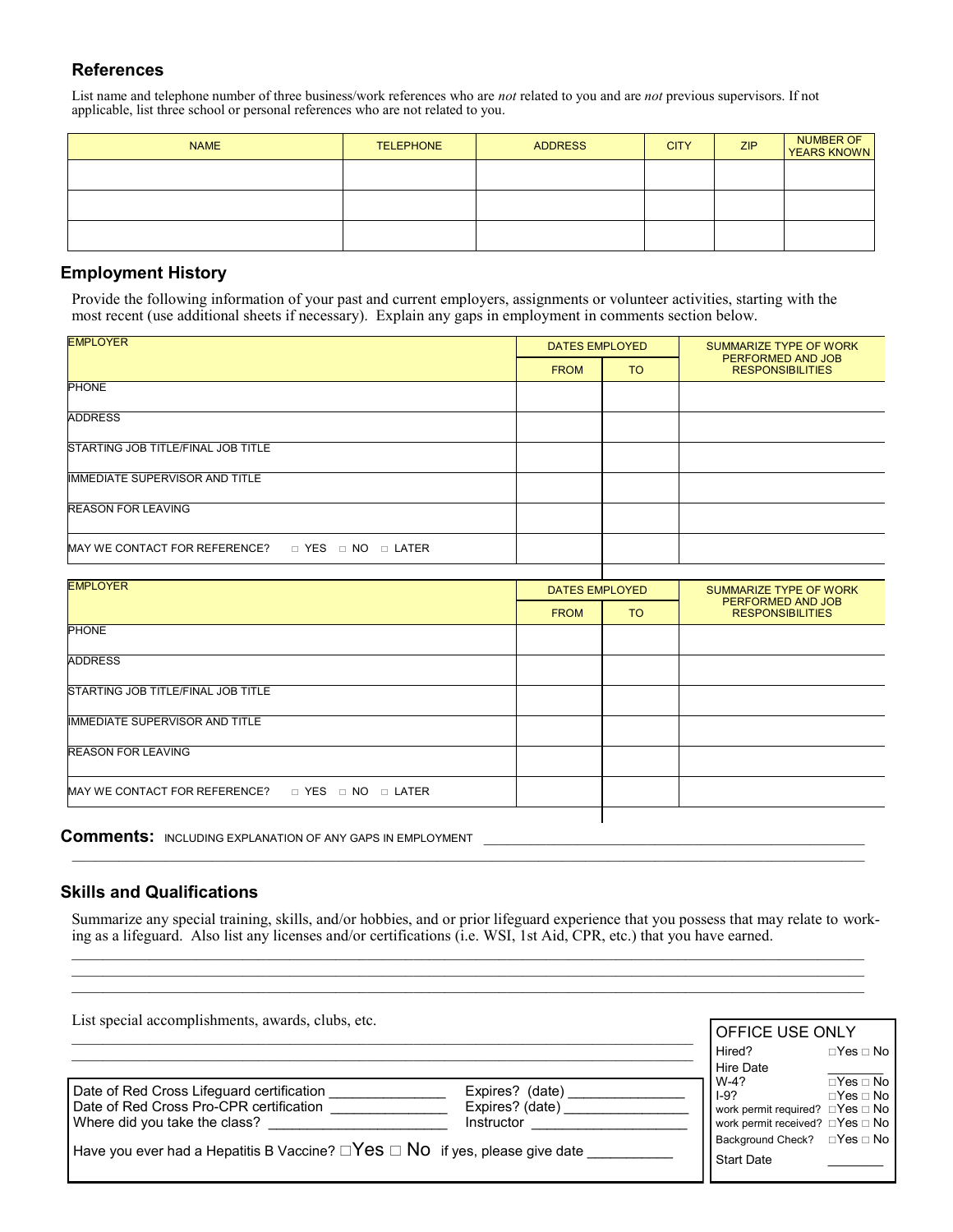### References

List name and telephone number of three business/work references who are *not* related to you and are *not* previous supervisors. If not applicable, list three school or personal references who are not related to you.

| NAME | TELEPHONE | ADDRESS | CITY | ZIP | NUMBER OF YEARS KNOWN |
|---|---|---|---|---|---|
| | | | | | |
| | | | | | |
| | | | | | |

### Employment History

Provide the following information of your past and current employers, assignments or volunteer activities, starting with the most recent (use additional sheets if necessary). Explain any gaps in employment in comments section below.

| EMPLOYER | DATES EMPLOYED | | SUMMARIZE TYPE OF WORK PERFORMED AND JOB RESPONSIBILITIES |
|---|---|---|---|
| | FROM | TO | |
| PHONE | | | |
| ADDRESS | | | |
| STARTING JOB TITLE/FINAL JOB TITLE | | | |
| IMMEDIATE SUPERVISOR AND TITLE | | | |
| REASON FOR LEAVING | | | |
| MAY WE CONTACT FOR REFERENCE? □ YES □ NO □ LATER | | | |

| EMPLOYER | DATES EMPLOYED | | SUMMARIZE TYPE OF WORK PERFORMED AND JOB RESPONSIBILITIES |
|---|---|---|---|
| | FROM | TO | |
| PHONE | | | |
| ADDRESS | | | |
| STARTING JOB TITLE/FINAL JOB TITLE | | | |
| IMMEDIATE SUPERVISOR AND TITLE | | | |
| REASON FOR LEAVING | | | |
| MAY WE CONTACT FOR REFERENCE? □ YES □ NO □ LATER | | | |

**Comments:** INCLUDING EXPLANATION OF ANY GAPS IN EMPLOYMENT ____________________________________________

________________________________________________________________________________

### Skills and Qualifications

Summarize any special training, skills, and/or hobbies, and or prior lifeguard experience that you possess that may relate to working as a lifeguard. Also list any licenses and/or certifications (i.e. WSI, 1st Aid, CPR, etc.) that you have earned.

________________________________________________________________________________

________________________________________________________________________________

________________________________________________________________________________

List special accomplishments, awards, clubs, etc.

________________________________________________________________________________

________________________________________________________________________________

Date of Red Cross Lifeguard certification ______________ Expires? (date) ______________

Date of Red Cross Pro-CPR certification ______________ Expires? (date) ______________

Where did you take the class? ______________________ Instructor ____________________

Have you ever had a Hepatitis B Vaccine? □Yes □ No if yes, please give date ___________

**OFFICE USE ONLY**

| | |
|---|---|
| Hired? | □Yes □ No |
| Hire Date | ________ |
| W-4? | □Yes □ No |
| I-9? | □Yes □ No |
| work permit required? | □Yes □ No |
| work permit received? | □Yes □ No |
| Background Check? | □Yes □ No |
| Start Date | ________ |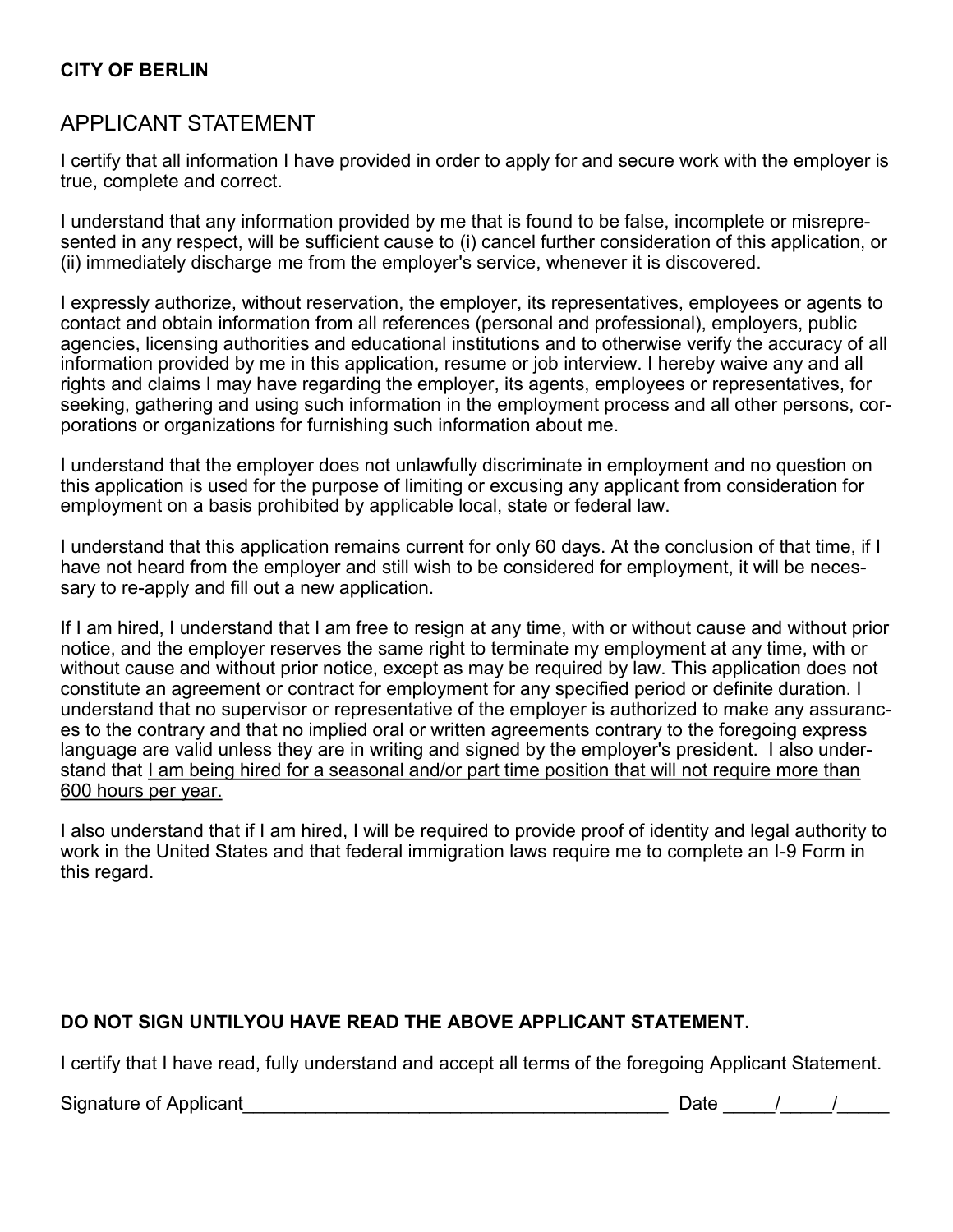**CITY OF BERLIN**

## APPLICANT STATEMENT

I certify that all information I have provided in order to apply for and secure work with the employer is true, complete and correct.

I understand that any information provided by me that is found to be false, incomplete or misrepresented in any respect, will be sufficient cause to (i) cancel further consideration of this application, or (ii) immediately discharge me from the employer's service, whenever it is discovered.

I expressly authorize, without reservation, the employer, its representatives, employees or agents to contact and obtain information from all references (personal and professional), employers, public agencies, licensing authorities and educational institutions and to otherwise verify the accuracy of all information provided by me in this application, resume or job interview. I hereby waive any and all rights and claims I may have regarding the employer, its agents, employees or representatives, for seeking, gathering and using such information in the employment process and all other persons, corporations or organizations for furnishing such information about me.

I understand that the employer does not unlawfully discriminate in employment and no question on this application is used for the purpose of limiting or excusing any applicant from consideration for employment on a basis prohibited by applicable local, state or federal law.

I understand that this application remains current for only 60 days. At the conclusion of that time, if I have not heard from the employer and still wish to be considered for employment, it will be necessary to re-apply and fill out a new application.

If I am hired, I understand that I am free to resign at any time, with or without cause and without prior notice, and the employer reserves the same right to terminate my employment at any time, with or without cause and without prior notice, except as may be required by law. This application does not constitute an agreement or contract for employment for any specified period or definite duration. I understand that no supervisor or representative of the employer is authorized to make any assurances to the contrary and that no implied oral or written agreements contrary to the foregoing express language are valid unless they are in writing and signed by the employer's president. I also understand that <u>I am being hired for a seasonal and/or part time position that will not require more than 600 hours per year.</u>

I also understand that if I am hired, I will be required to provide proof of identity and legal authority to work in the United States and that federal immigration laws require me to complete an I-9 Form in this regard.

**DO NOT SIGN UNTILYOU HAVE READ THE ABOVE APPLICANT STATEMENT.**

I certify that I have read, fully understand and accept all terms of the foregoing Applicant Statement.

Signature of Applicant_________________________________________ Date _____/_____/_____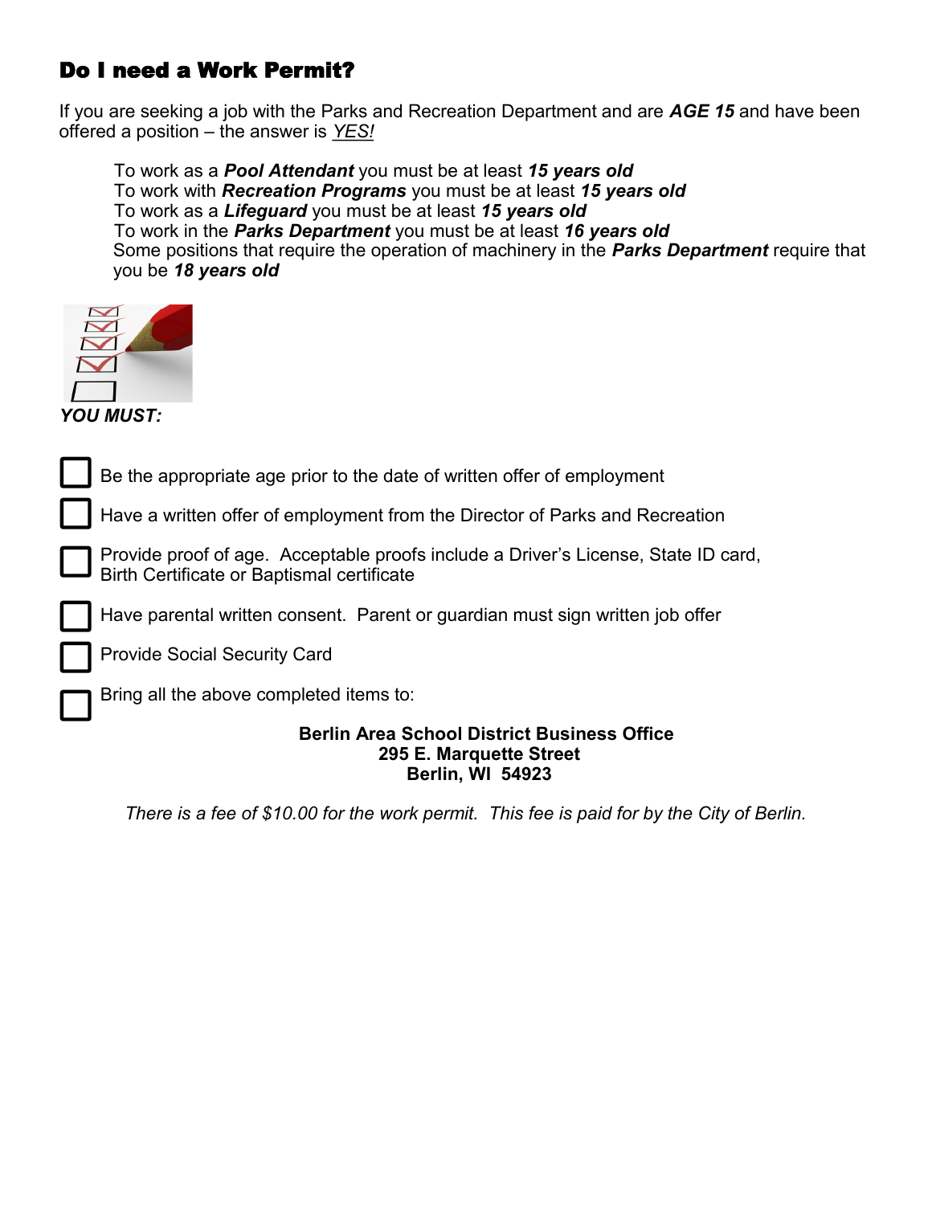## Do I need a Work Permit?

If you are seeking a job with the Parks and Recreation Department and are ***AGE 15*** and have been offered a position – the answer is *YES!*

> To work as a ***Pool Attendant*** you must be at least ***15 years old***
> To work with ***Recreation Programs*** you must be at least ***15 years old***
> To work as a ***Lifeguard*** you must be at least ***15 years old***
> To work in the ***Parks Department*** you must be at least ***16 years old***
> Some positions that require the operation of machinery in the ***Parks Department*** require that you be ***18 years old***

***YOU MUST:***

- [ ] Be the appropriate age prior to the date of written offer of employment
- [ ] Have a written offer of employment from the Director of Parks and Recreation
- [ ] Provide proof of age. Acceptable proofs include a Driver's License, State ID card, Birth Certificate or Baptismal certificate
- [ ] Have parental written consent. Parent or guardian must sign written job offer
- [ ] Provide Social Security Card
- [ ] Bring all the above completed items to:

**Berlin Area School District Business Office**
**295 E. Marquette Street**
**Berlin, WI 54923**

*There is a fee of $10.00 for the work permit. This fee is paid for by the City of Berlin.*